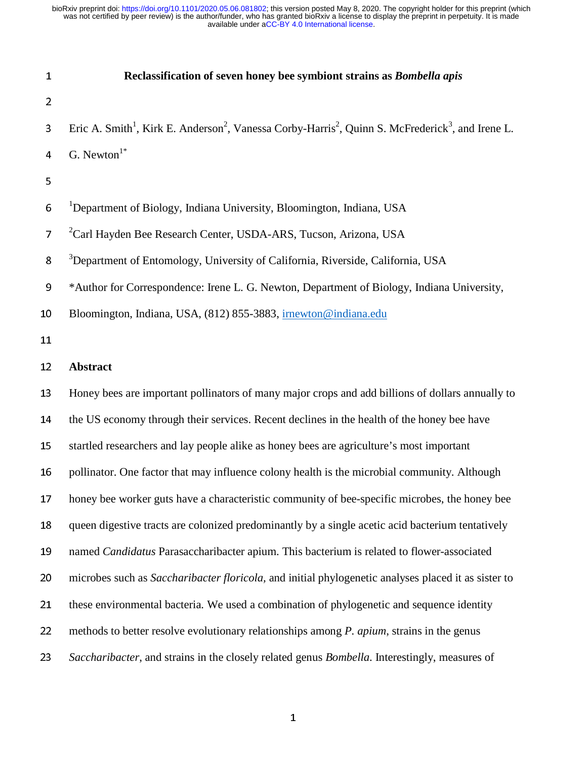# Reclassification of seven honey bee symbiont strains as *Bombella apis*

Eric A. Smith[1], Kirk E. Anderson[2], Vanessa Corby-Harris[2], Quinn S. McFrederick[3], and Irene L. G. Newton[1*]

[1]Department of Biology, Indiana University, Bloomington, Indiana, USA

[2]Carl Hayden Bee Research Center, USDA-ARS, Tucson, Arizona, USA

[3]Department of Entomology, University of California, Riverside, California, USA

*Author for Correspondence: Irene L. G. Newton, Department of Biology, Indiana University, Bloomington, Indiana, USA, (812) 855-3883, irnewton@indiana.edu

## Abstract

Honey bees are important pollinators of many major crops and add billions of dollars annually to the US economy through their services. Recent declines in the health of the honey bee have startled researchers and lay people alike as honey bees are agriculture's most important pollinator. One factor that may influence colony health is the microbial community. Although honey bee worker guts have a characteristic community of bee-specific microbes, the honey bee queen digestive tracts are colonized predominantly by a single acetic acid bacterium tentatively named *Candidatus* Parasaccharibacter apium. This bacterium is related to flower-associated microbes such as *Saccharibacter floricola*, and initial phylogenetic analyses placed it as sister to these environmental bacteria. We used a combination of phylogenetic and sequence identity methods to better resolve evolutionary relationships among *P. apium*, strains in the genus *Saccharibacter*, and strains in the closely related genus *Bombella*. Interestingly, measures of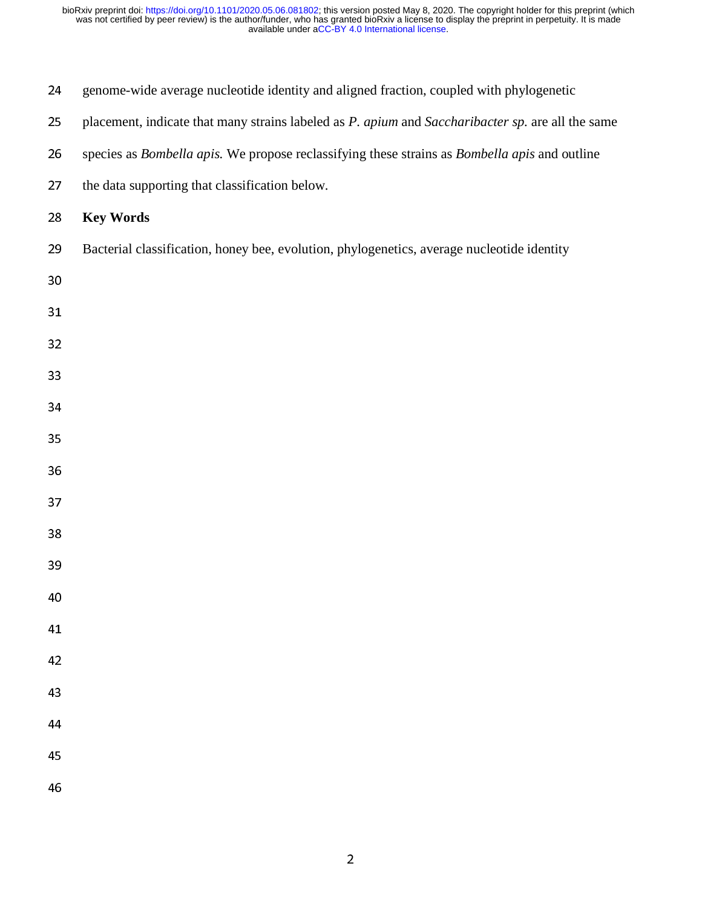genome-wide average nucleotide identity and aligned fraction, coupled with phylogenetic placement, indicate that many strains labeled as *P. apium* and *Saccharibacter sp.* are all the same species as *Bombella apis.* We propose reclassifying these strains as *Bombella apis* and outline the data supporting that classification below.

**Key Words**

Bacterial classification, honey bee, evolution, phylogenetics, average nucleotide identity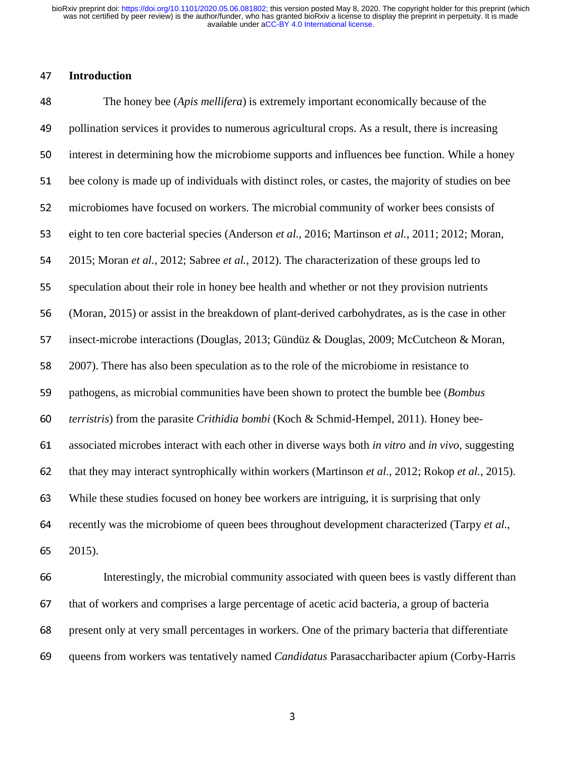## Introduction

The honey bee (*Apis mellifera*) is extremely important economically because of the pollination services it provides to numerous agricultural crops. As a result, there is increasing interest in determining how the microbiome supports and influences bee function. While a honey bee colony is made up of individuals with distinct roles, or castes, the majority of studies on bee microbiomes have focused on workers. The microbial community of worker bees consists of eight to ten core bacterial species (Anderson *et al.*, 2016; Martinson *et al.*, 2011; 2012; Moran, 2015; Moran *et al.*, 2012; Sabree *et al.*, 2012). The characterization of these groups led to speculation about their role in honey bee health and whether or not they provision nutrients (Moran, 2015) or assist in the breakdown of plant-derived carbohydrates, as is the case in other insect-microbe interactions (Douglas, 2013; Gündüz & Douglas, 2009; McCutcheon & Moran, 2007). There has also been speculation as to the role of the microbiome in resistance to pathogens, as microbial communities have been shown to protect the bumble bee (*Bombus terristris*) from the parasite *Crithidia bombi* (Koch & Schmid-Hempel, 2011). Honey bee-associated microbes interact with each other in diverse ways both *in vitro* and *in vivo*, suggesting that they may interact syntrophically within workers (Martinson *et al.*, 2012; Rokop *et al.*, 2015). While these studies focused on honey bee workers are intriguing, it is surprising that only recently was the microbiome of queen bees throughout development characterized (Tarpy *et al.*, 2015).

Interestingly, the microbial community associated with queen bees is vastly different than that of workers and comprises a large percentage of acetic acid bacteria, a group of bacteria present only at very small percentages in workers. One of the primary bacteria that differentiate queens from workers was tentatively named *Candidatus* Parasaccharibacter apium (Corby-Harris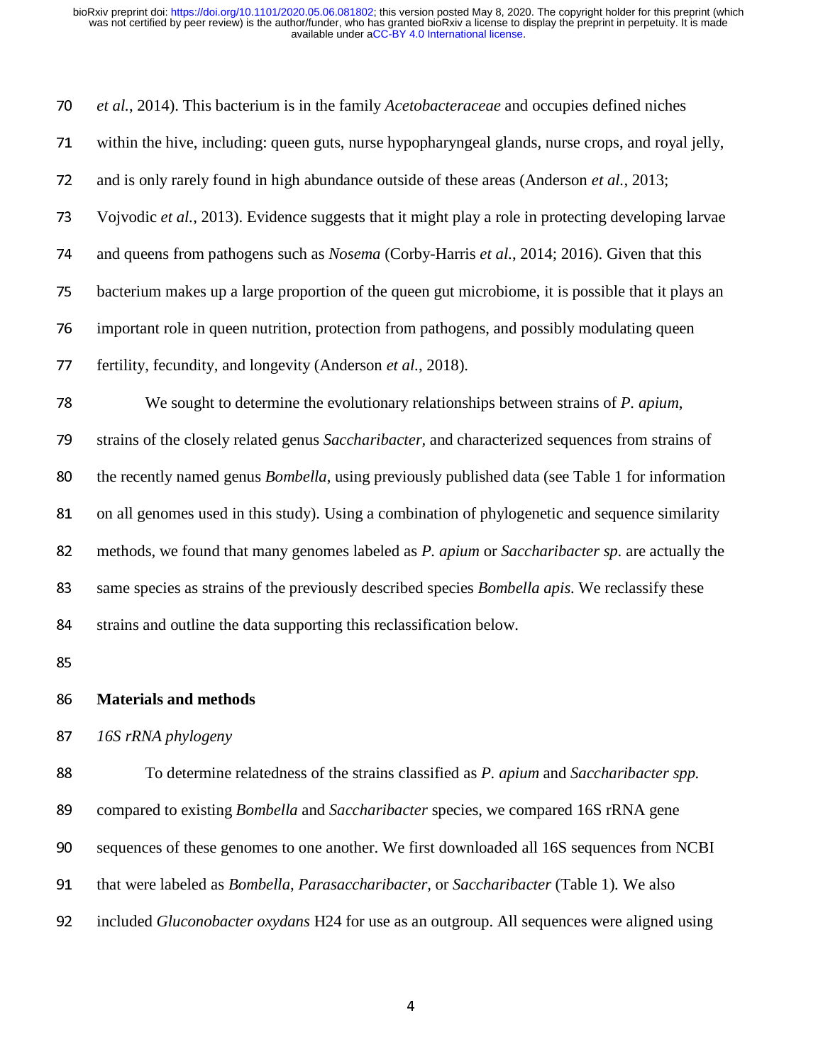*et al.*, 2014). This bacterium is in the family *Acetobacteraceae* and occupies defined niches within the hive, including: queen guts, nurse hypopharyngeal glands, nurse crops, and royal jelly, and is only rarely found in high abundance outside of these areas (Anderson *et al.*, 2013; Vojvodic *et al.*, 2013). Evidence suggests that it might play a role in protecting developing larvae and queens from pathogens such as *Nosema* (Corby-Harris *et al.*, 2014; 2016). Given that this bacterium makes up a large proportion of the queen gut microbiome, it is possible that it plays an important role in queen nutrition, protection from pathogens, and possibly modulating queen fertility, fecundity, and longevity (Anderson *et al.*, 2018).

We sought to determine the evolutionary relationships between strains of *P. apium*, strains of the closely related genus *Saccharibacter,* and characterized sequences from strains of the recently named genus *Bombella*, using previously published data (see Table 1 for information on all genomes used in this study). Using a combination of phylogenetic and sequence similarity methods, we found that many genomes labeled as *P. apium* or *Saccharibacter sp.* are actually the same species as strains of the previously described species *Bombella apis.* We reclassify these strains and outline the data supporting this reclassification below.

## Materials and methods

### *16S rRNA phylogeny*

To determine relatedness of the strains classified as *P. apium* and *Saccharibacter spp.* compared to existing *Bombella* and *Saccharibacter* species, we compared 16S rRNA gene sequences of these genomes to one another. We first downloaded all 16S sequences from NCBI that were labeled as *Bombella, Parasaccharibacter*, or *Saccharibacter* (Table 1). We also included *Gluconobacter oxydans* H24 for use as an outgroup. All sequences were aligned using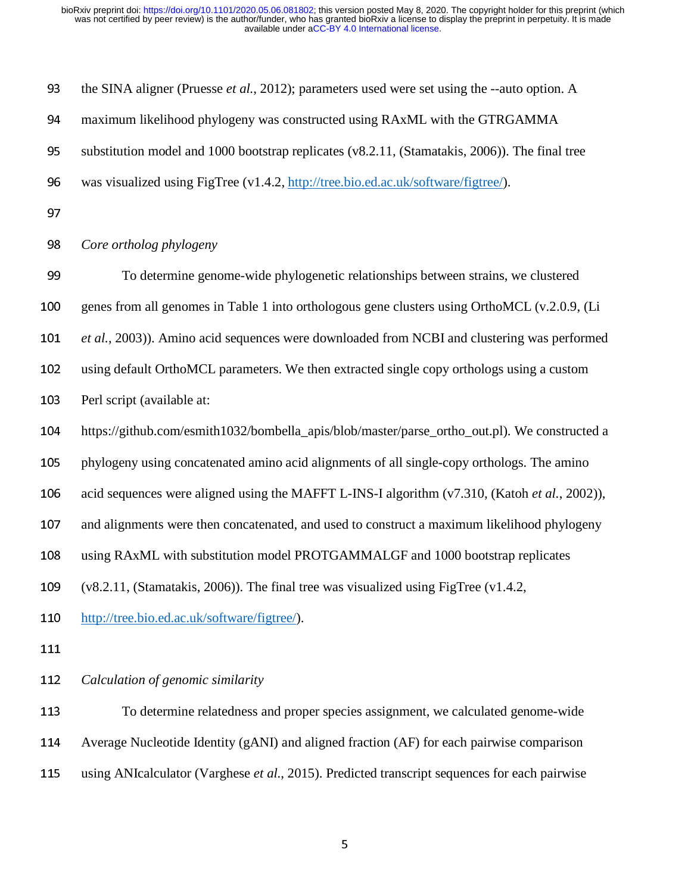the SINA aligner (Pruesse *et al.*, 2012); parameters used were set using the --auto option. A maximum likelihood phylogeny was constructed using RAxML with the GTRGAMMA substitution model and 1000 bootstrap replicates (v8.2.11, (Stamatakis, 2006)). The final tree was visualized using FigTree (v1.4.2, http://tree.bio.ed.ac.uk/software/figtree/).

*Core ortholog phylogeny*

To determine genome-wide phylogenetic relationships between strains, we clustered genes from all genomes in Table 1 into orthologous gene clusters using OrthoMCL (v.2.0.9, (Li *et al.*, 2003)). Amino acid sequences were downloaded from NCBI and clustering was performed using default OrthoMCL parameters. We then extracted single copy orthologs using a custom Perl script (available at: https://github.com/esmith1032/bombella_apis/blob/master/parse_ortho_out.pl). We constructed a phylogeny using concatenated amino acid alignments of all single-copy orthologs. The amino acid sequences were aligned using the MAFFT L-INS-I algorithm (v7.310, (Katoh *et al.*, 2002)), and alignments were then concatenated, and used to construct a maximum likelihood phylogeny using RAxML with substitution model PROTGAMMALGF and 1000 bootstrap replicates (v8.2.11, (Stamatakis, 2006)). The final tree was visualized using FigTree (v1.4.2, http://tree.bio.ed.ac.uk/software/figtree/).

*Calculation of genomic similarity*

To determine relatedness and proper species assignment, we calculated genome-wide Average Nucleotide Identity (gANI) and aligned fraction (AF) for each pairwise comparison using ANIcalculator (Varghese *et al.*, 2015). Predicted transcript sequences for each pairwise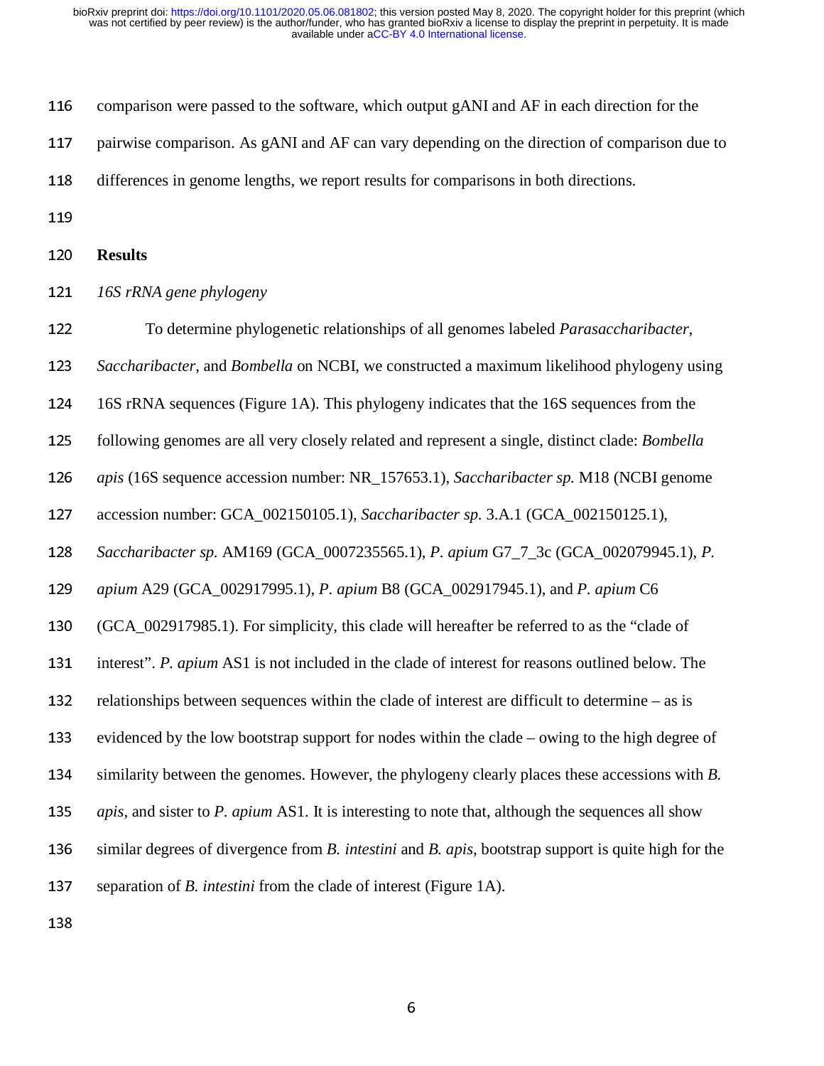comparison were passed to the software, which output gANI and AF in each direction for the pairwise comparison. As gANI and AF can vary depending on the direction of comparison due to differences in genome lengths, we report results for comparisons in both directions.

## Results

### *16S rRNA gene phylogeny*

To determine phylogenetic relationships of all genomes labeled *Parasaccharibacter*, *Saccharibacter*, and *Bombella* on NCBI, we constructed a maximum likelihood phylogeny using 16S rRNA sequences (Figure 1A). This phylogeny indicates that the 16S sequences from the following genomes are all very closely related and represent a single, distinct clade: *Bombella apis* (16S sequence accession number: NR_157653.1), *Saccharibacter sp.* M18 (NCBI genome accession number: GCA_002150105.1), *Saccharibacter sp.* 3.A.1 (GCA_002150125.1), *Saccharibacter sp.* AM169 (GCA_0007235565.1), *P. apium* G7_7_3c (GCA_002079945.1), *P. apium* A29 (GCA_002917995.1), *P. apium* B8 (GCA_002917945.1), and *P. apium* C6 (GCA_002917985.1). For simplicity, this clade will hereafter be referred to as the "clade of interest". *P. apium* AS1 is not included in the clade of interest for reasons outlined below. The relationships between sequences within the clade of interest are difficult to determine – as is evidenced by the low bootstrap support for nodes within the clade – owing to the high degree of similarity between the genomes. However, the phylogeny clearly places these accessions with *B. apis*, and sister to *P. apium* AS1. It is interesting to note that, although the sequences all show similar degrees of divergence from *B. intestini* and *B. apis*, bootstrap support is quite high for the separation of *B. intestini* from the clade of interest (Figure 1A).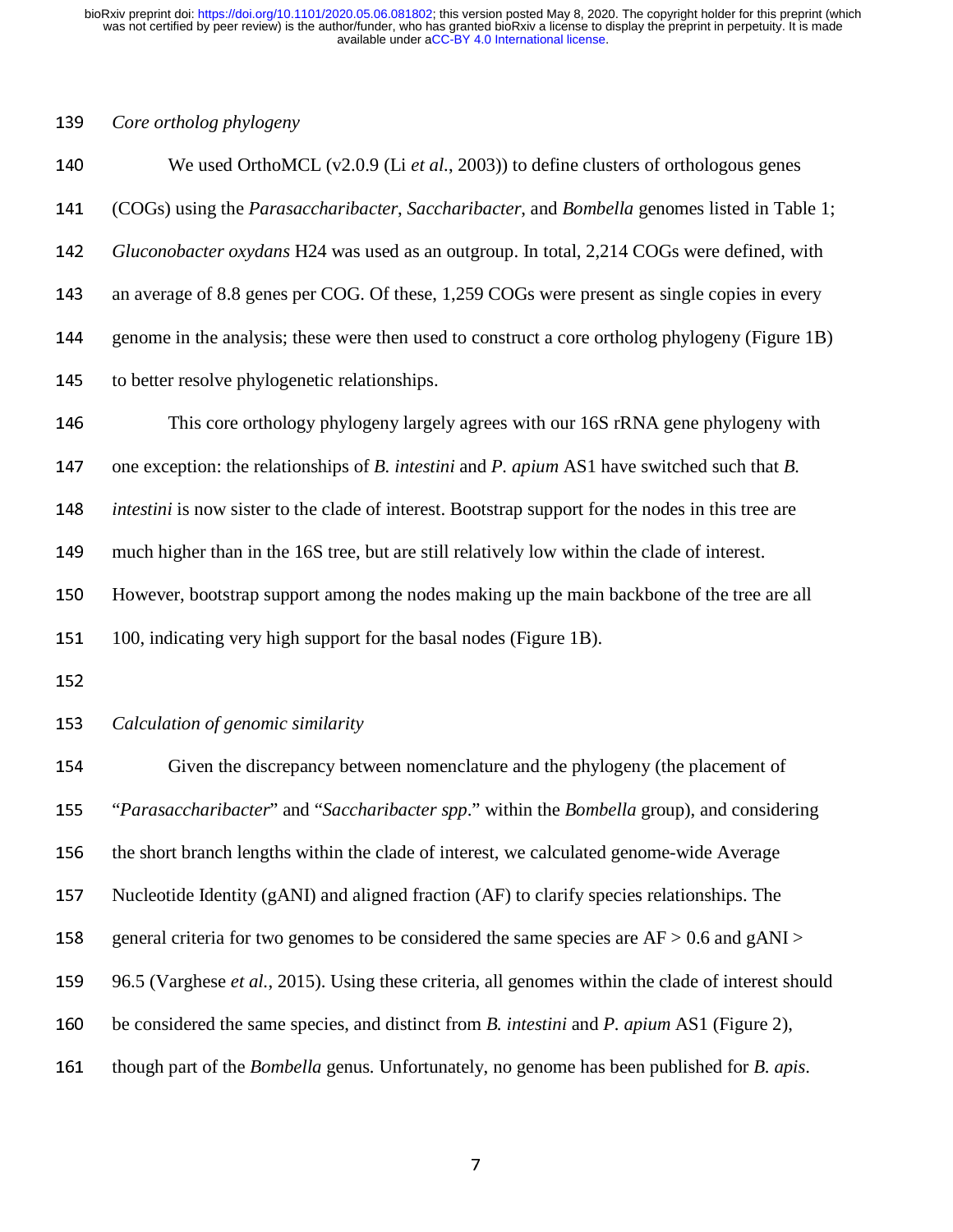*Core ortholog phylogeny*

We used OrthoMCL (v2.0.9 (Li *et al.*, 2003)) to define clusters of orthologous genes (COGs) using the *Parasaccharibacter*, *Saccharibacter*, and *Bombella* genomes listed in Table 1; *Gluconobacter oxydans* H24 was used as an outgroup. In total, 2,214 COGs were defined, with an average of 8.8 genes per COG. Of these, 1,259 COGs were present as single copies in every genome in the analysis; these were then used to construct a core ortholog phylogeny (Figure 1B) to better resolve phylogenetic relationships.

This core orthology phylogeny largely agrees with our 16S rRNA gene phylogeny with one exception: the relationships of *B. intestini* and *P. apium* AS1 have switched such that *B. intestini* is now sister to the clade of interest. Bootstrap support for the nodes in this tree are much higher than in the 16S tree, but are still relatively low within the clade of interest. However, bootstrap support among the nodes making up the main backbone of the tree are all 100, indicating very high support for the basal nodes (Figure 1B).

*Calculation of genomic similarity*

Given the discrepancy between nomenclature and the phylogeny (the placement of "*Parasaccharibacter*" and "*Saccharibacter spp*." within the *Bombella* group), and considering the short branch lengths within the clade of interest, we calculated genome-wide Average Nucleotide Identity (gANI) and aligned fraction (AF) to clarify species relationships. The general criteria for two genomes to be considered the same species are AF > 0.6 and gANI > 96.5 (Varghese *et al.*, 2015). Using these criteria, all genomes within the clade of interest should be considered the same species, and distinct from *B. intestini* and *P. apium* AS1 (Figure 2), though part of the *Bombella* genus. Unfortunately, no genome has been published for *B. apis*.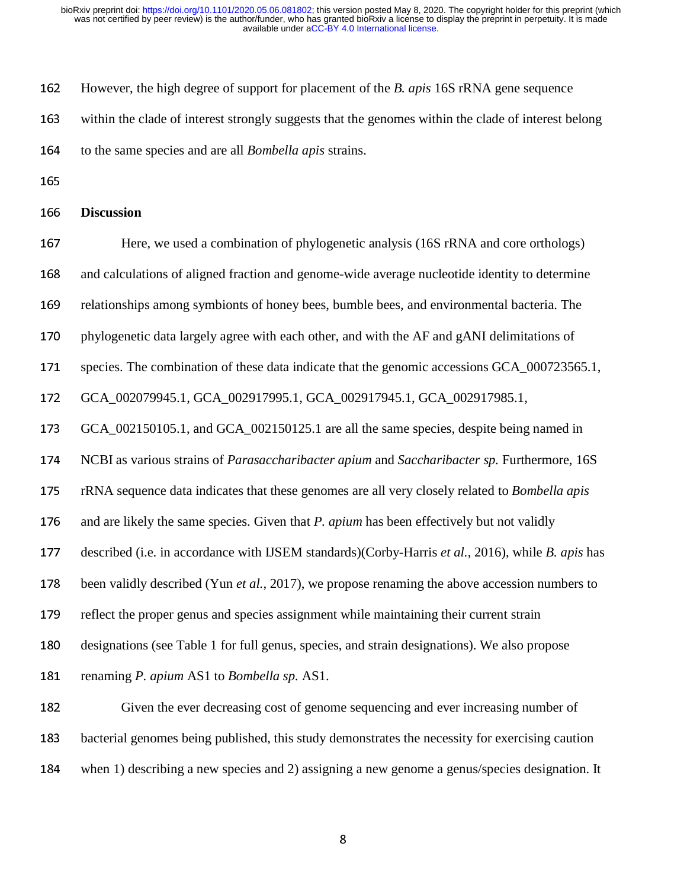However, the high degree of support for placement of the *B. apis* 16S rRNA gene sequence within the clade of interest strongly suggests that the genomes within the clade of interest belong to the same species and are all *Bombella apis* strains.

## Discussion

Here, we used a combination of phylogenetic analysis (16S rRNA and core orthologs) and calculations of aligned fraction and genome-wide average nucleotide identity to determine relationships among symbionts of honey bees, bumble bees, and environmental bacteria. The phylogenetic data largely agree with each other, and with the AF and gANI delimitations of species. The combination of these data indicate that the genomic accessions GCA_000723565.1, GCA_002079945.1, GCA_002917995.1, GCA_002917945.1, GCA_002917985.1, GCA_002150105.1, and GCA_002150125.1 are all the same species, despite being named in NCBI as various strains of *Parasaccharibacter apium* and *Saccharibacter sp.* Furthermore, 16S rRNA sequence data indicates that these genomes are all very closely related to *Bombella apis* and are likely the same species. Given that *P. apium* has been effectively but not validly described (i.e. in accordance with IJSEM standards)(Corby-Harris *et al.*, 2016), while *B. apis* has been validly described (Yun *et al.*, 2017), we propose renaming the above accession numbers to reflect the proper genus and species assignment while maintaining their current strain designations (see Table 1 for full genus, species, and strain designations). We also propose renaming *P. apium* AS1 to *Bombella sp.* AS1.

Given the ever decreasing cost of genome sequencing and ever increasing number of bacterial genomes being published, this study demonstrates the necessity for exercising caution when 1) describing a new species and 2) assigning a new genome a genus/species designation. It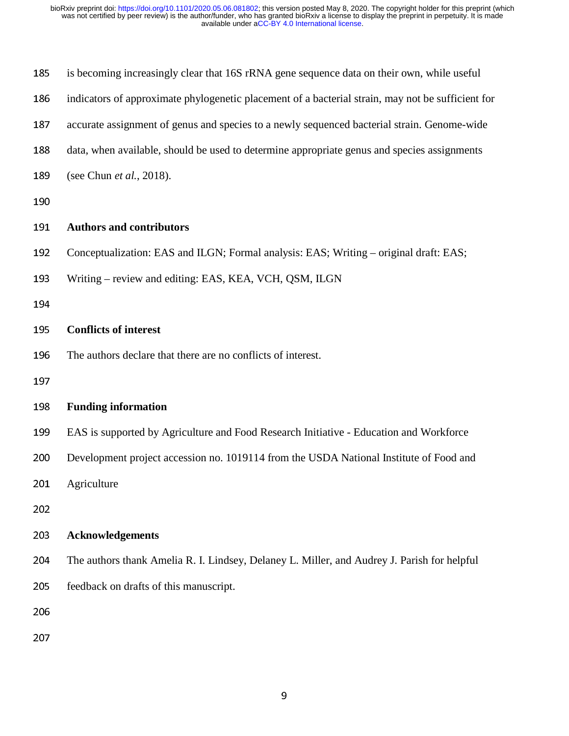is becoming increasingly clear that 16S rRNA gene sequence data on their own, while useful indicators of approximate phylogenetic placement of a bacterial strain, may not be sufficient for accurate assignment of genus and species to a newly sequenced bacterial strain. Genome-wide data, when available, should be used to determine appropriate genus and species assignments (see Chun *et al.*, 2018).

## Authors and contributors

Conceptualization: EAS and ILGN; Formal analysis: EAS; Writing – original draft: EAS; Writing – review and editing: EAS, KEA, VCH, QSM, ILGN

## Conflicts of interest

The authors declare that there are no conflicts of interest.

## Funding information

EAS is supported by Agriculture and Food Research Initiative - Education and Workforce Development project accession no. 1019114 from the USDA National Institute of Food and Agriculture

## Acknowledgements

The authors thank Amelia R. I. Lindsey, Delaney L. Miller, and Audrey J. Parish for helpful feedback on drafts of this manuscript.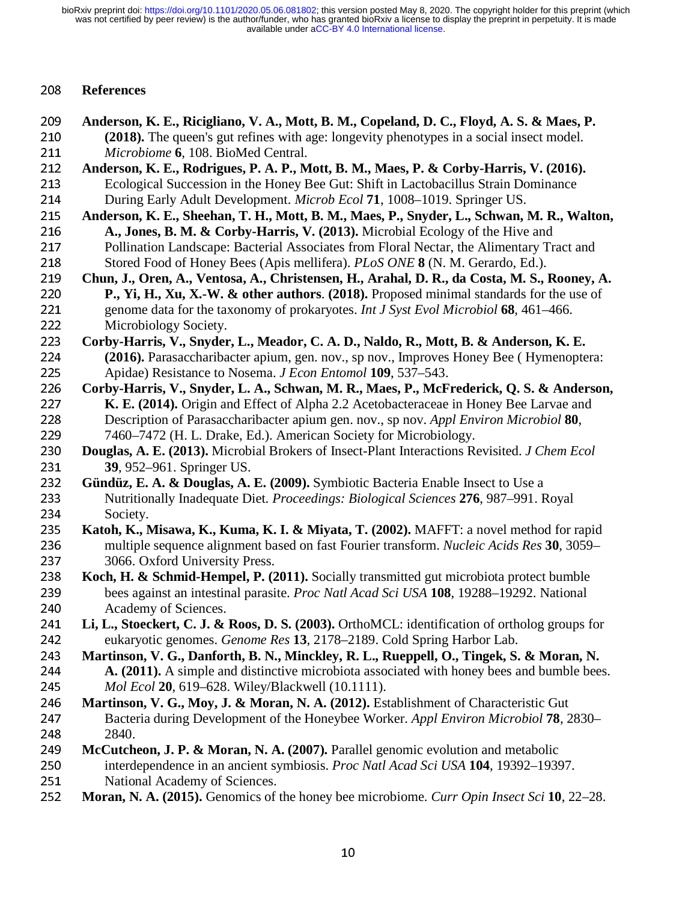## References

**Anderson, K. E., Ricigliano, V. A., Mott, B. M., Copeland, D. C., Floyd, A. S. & Maes, P. (2018).** The queen's gut refines with age: longevity phenotypes in a social insect model. *Microbiome* **6**, 108. BioMed Central.

**Anderson, K. E., Rodrigues, P. A. P., Mott, B. M., Maes, P. & Corby-Harris, V. (2016).** Ecological Succession in the Honey Bee Gut: Shift in Lactobacillus Strain Dominance During Early Adult Development. *Microb Ecol* **71**, 1008–1019. Springer US.

**Anderson, K. E., Sheehan, T. H., Mott, B. M., Maes, P., Snyder, L., Schwan, M. R., Walton, A., Jones, B. M. & Corby-Harris, V. (2013).** Microbial Ecology of the Hive and Pollination Landscape: Bacterial Associates from Floral Nectar, the Alimentary Tract and Stored Food of Honey Bees (Apis mellifera). *PLoS ONE* **8** (N. M. Gerardo, Ed.).

**Chun, J., Oren, A., Ventosa, A., Christensen, H., Arahal, D. R., da Costa, M. S., Rooney, A. P., Yi, H., Xu, X.-W. & other authors**. **(2018).** Proposed minimal standards for the use of genome data for the taxonomy of prokaryotes. *Int J Syst Evol Microbiol* **68**, 461–466. Microbiology Society.

**Corby-Harris, V., Snyder, L., Meador, C. A. D., Naldo, R., Mott, B. & Anderson, K. E. (2016).** Parasaccharibacter apium, gen. nov., sp nov., Improves Honey Bee ( Hymenoptera: Apidae) Resistance to Nosema. *J Econ Entomol* **109**, 537–543.

**Corby-Harris, V., Snyder, L. A., Schwan, M. R., Maes, P., McFrederick, Q. S. & Anderson, K. E. (2014).** Origin and Effect of Alpha 2.2 Acetobacteraceae in Honey Bee Larvae and Description of Parasaccharibacter apium gen. nov., sp nov. *Appl Environ Microbiol* **80**, 7460–7472 (H. L. Drake, Ed.). American Society for Microbiology.

**Douglas, A. E. (2013).** Microbial Brokers of Insect-Plant Interactions Revisited. *J Chem Ecol* **39**, 952–961. Springer US.

**Gündüz, E. A. & Douglas, A. E. (2009).** Symbiotic Bacteria Enable Insect to Use a Nutritionally Inadequate Diet. *Proceedings: Biological Sciences* **276**, 987–991. Royal Society.

**Katoh, K., Misawa, K., Kuma, K. I. & Miyata, T. (2002).** MAFFT: a novel method for rapid multiple sequence alignment based on fast Fourier transform. *Nucleic Acids Res* **30**, 3059–3066. Oxford University Press.

**Koch, H. & Schmid-Hempel, P. (2011).** Socially transmitted gut microbiota protect bumble bees against an intestinal parasite. *Proc Natl Acad Sci USA* **108**, 19288–19292. National Academy of Sciences.

**Li, L., Stoeckert, C. J. & Roos, D. S. (2003).** OrthoMCL: identification of ortholog groups for eukaryotic genomes. *Genome Res* **13**, 2178–2189. Cold Spring Harbor Lab.

**Martinson, V. G., Danforth, B. N., Minckley, R. L., Rueppell, O., Tingek, S. & Moran, N. A. (2011).** A simple and distinctive microbiota associated with honey bees and bumble bees. *Mol Ecol* **20**, 619–628. Wiley/Blackwell (10.1111).

**Martinson, V. G., Moy, J. & Moran, N. A. (2012).** Establishment of Characteristic Gut Bacteria during Development of the Honeybee Worker. *Appl Environ Microbiol* **78**, 2830–2840.

**McCutcheon, J. P. & Moran, N. A. (2007).** Parallel genomic evolution and metabolic interdependence in an ancient symbiosis. *Proc Natl Acad Sci USA* **104**, 19392–19397. National Academy of Sciences.

**Moran, N. A. (2015).** Genomics of the honey bee microbiome. *Curr Opin Insect Sci* **10**, 22–28.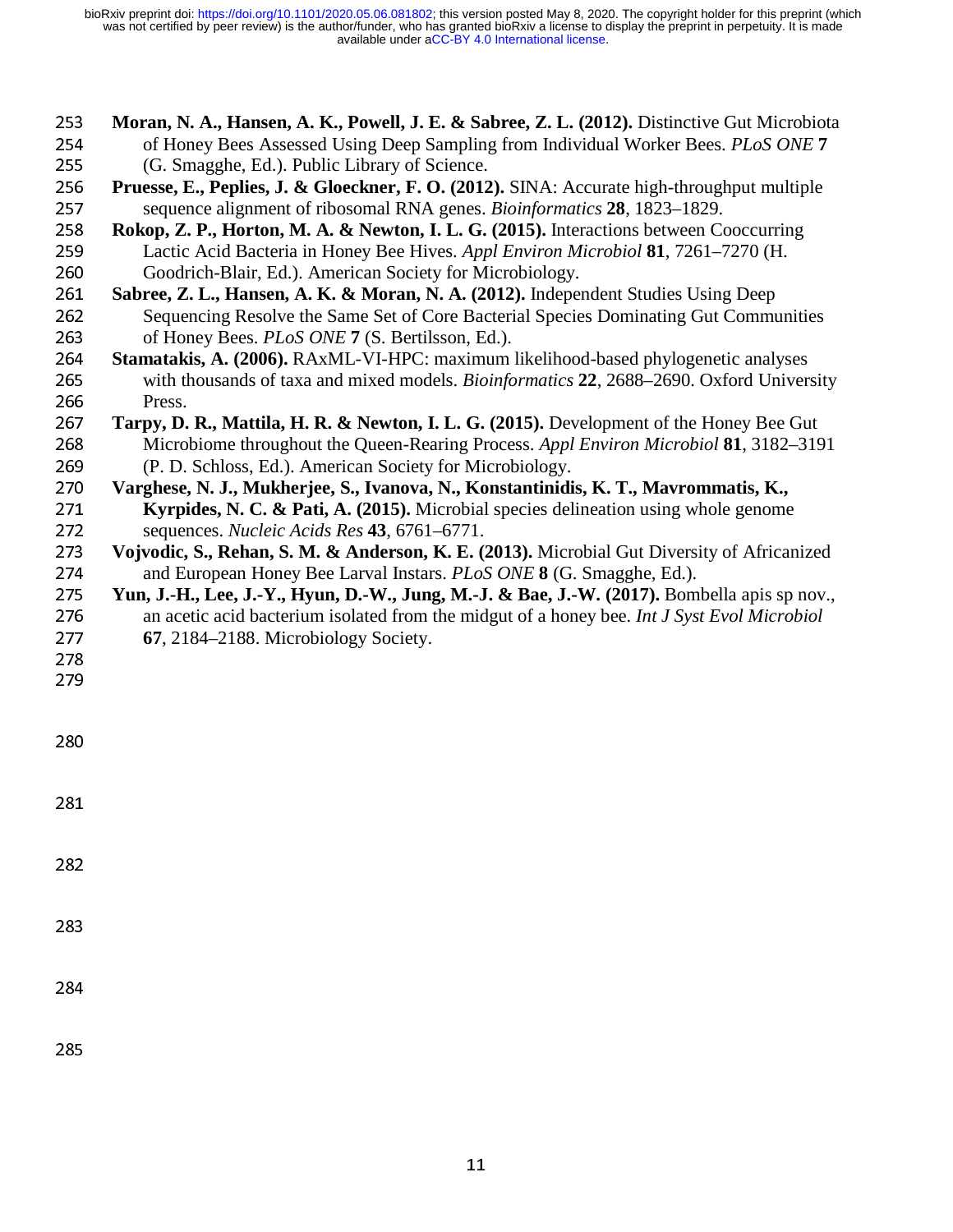**Moran, N. A., Hansen, A. K., Powell, J. E. & Sabree, Z. L. (2012).** Distinctive Gut Microbiota of Honey Bees Assessed Using Deep Sampling from Individual Worker Bees. *PLoS ONE* **7** (G. Smagghe, Ed.). Public Library of Science.

**Pruesse, E., Peplies, J. & Gloeckner, F. O. (2012).** SINA: Accurate high-throughput multiple sequence alignment of ribosomal RNA genes. *Bioinformatics* **28**, 1823–1829.

**Rokop, Z. P., Horton, M. A. & Newton, I. L. G. (2015).** Interactions between Cooccurring Lactic Acid Bacteria in Honey Bee Hives. *Appl Environ Microbiol* **81**, 7261–7270 (H. Goodrich-Blair, Ed.). American Society for Microbiology.

**Sabree, Z. L., Hansen, A. K. & Moran, N. A. (2012).** Independent Studies Using Deep Sequencing Resolve the Same Set of Core Bacterial Species Dominating Gut Communities of Honey Bees. *PLoS ONE* **7** (S. Bertilsson, Ed.).

**Stamatakis, A. (2006).** RAxML-VI-HPC: maximum likelihood-based phylogenetic analyses with thousands of taxa and mixed models. *Bioinformatics* **22**, 2688–2690. Oxford University Press.

**Tarpy, D. R., Mattila, H. R. & Newton, I. L. G. (2015).** Development of the Honey Bee Gut Microbiome throughout the Queen-Rearing Process. *Appl Environ Microbiol* **81**, 3182–3191 (P. D. Schloss, Ed.). American Society for Microbiology.

**Varghese, N. J., Mukherjee, S., Ivanova, N., Konstantinidis, K. T., Mavrommatis, K., Kyrpides, N. C. & Pati, A. (2015).** Microbial species delineation using whole genome sequences. *Nucleic Acids Res* **43**, 6761–6771.

**Vojvodic, S., Rehan, S. M. & Anderson, K. E. (2013).** Microbial Gut Diversity of Africanized and European Honey Bee Larval Instars. *PLoS ONE* **8** (G. Smagghe, Ed.).

**Yun, J.-H., Lee, J.-Y., Hyun, D.-W., Jung, M.-J. & Bae, J.-W. (2017).** Bombella apis sp nov., an acetic acid bacterium isolated from the midgut of a honey bee. *Int J Syst Evol Microbiol* **67**, 2184–2188. Microbiology Society.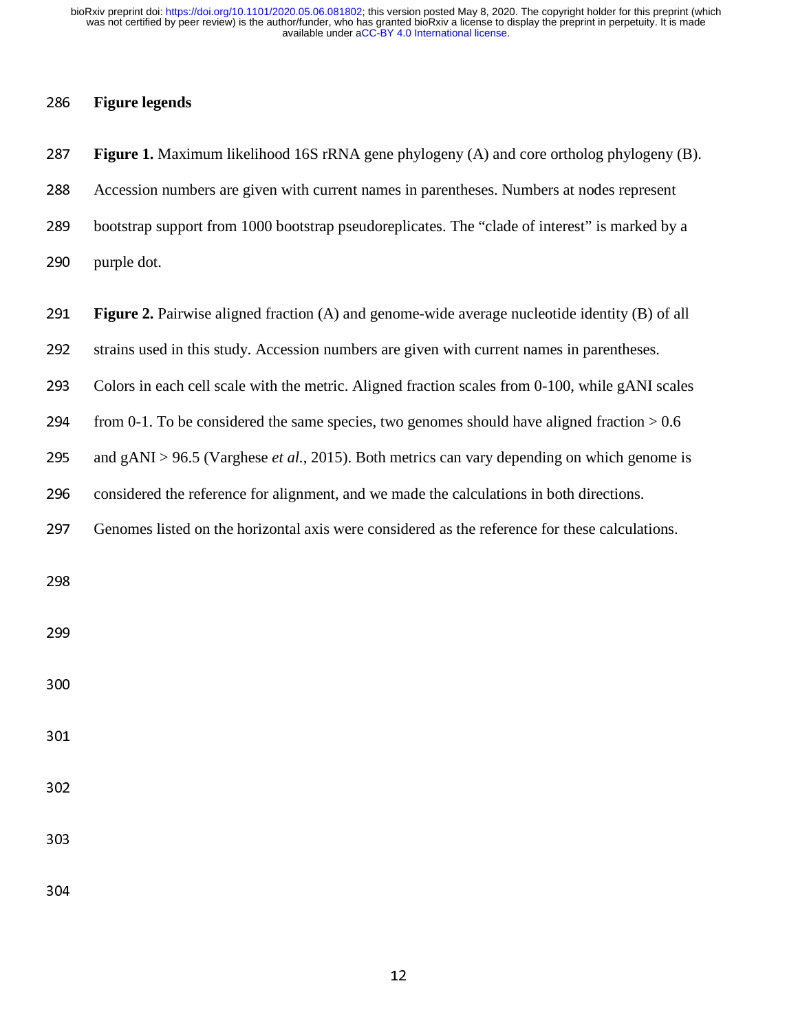## Figure legends

**Figure 1.** Maximum likelihood 16S rRNA gene phylogeny (A) and core ortholog phylogeny (B). Accession numbers are given with current names in parentheses. Numbers at nodes represent bootstrap support from 1000 bootstrap pseudoreplicates. The "clade of interest" is marked by a purple dot.

**Figure 2.** Pairwise aligned fraction (A) and genome-wide average nucleotide identity (B) of all strains used in this study. Accession numbers are given with current names in parentheses. Colors in each cell scale with the metric. Aligned fraction scales from 0-100, while gANI scales from 0-1. To be considered the same species, two genomes should have aligned fraction > 0.6 and gANI > 96.5 (Varghese *et al.*, 2015). Both metrics can vary depending on which genome is considered the reference for alignment, and we made the calculations in both directions. Genomes listed on the horizontal axis were considered as the reference for these calculations.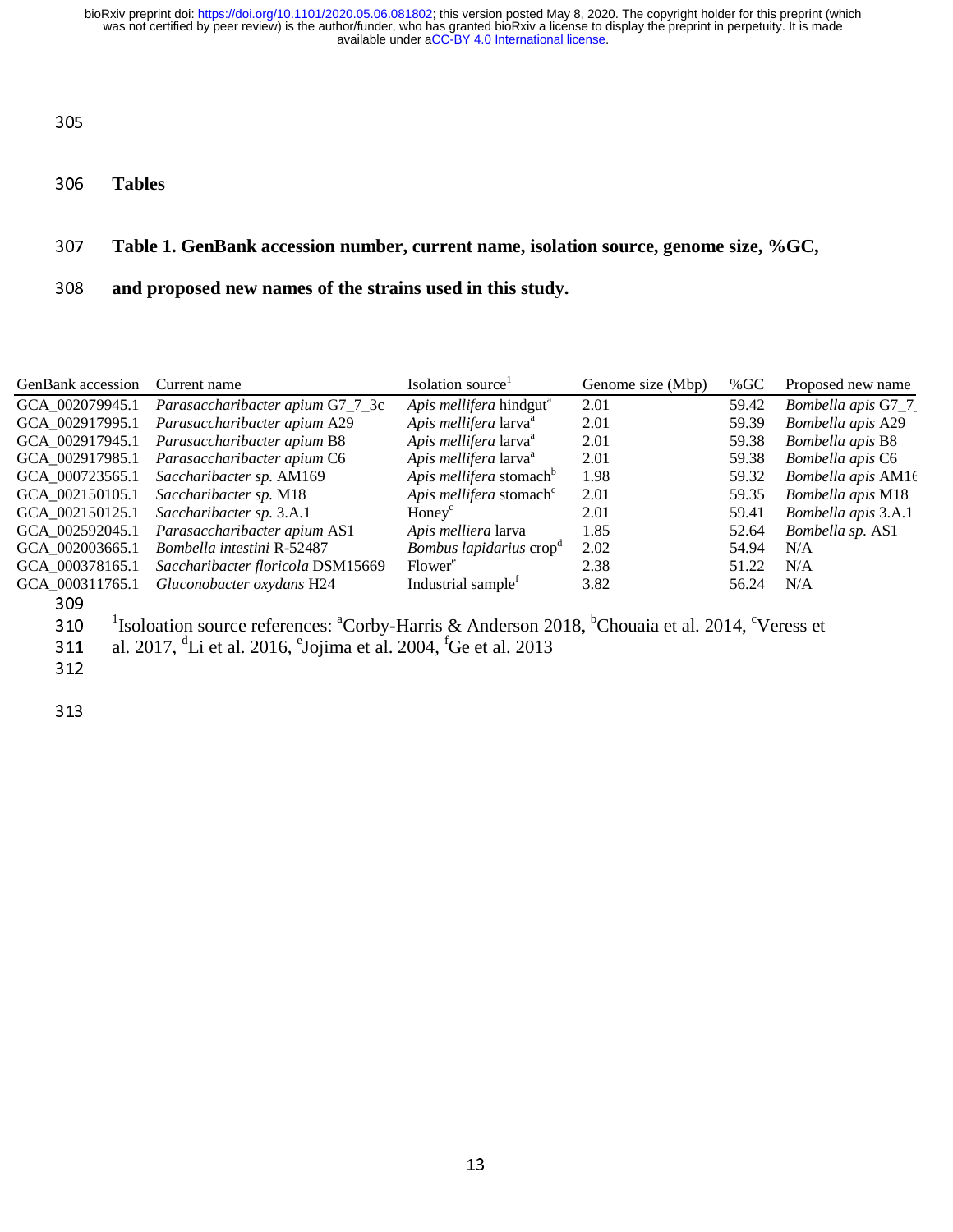# Tables

**Table 1. GenBank accession number, current name, isolation source, genome size, %GC, and proposed new names of the strains used in this study.**

| GenBank accession | Current name | Isolation source[1] | Genome size (Mbp) | %GC | Proposed new name |
|---|---|---|---|---|---|
| GCA_002079945.1 | *Parasaccharibacter apium* G7_7_3c | *Apis mellifera* hindgut[a] | 2.01 | 59.42 | *Bombella apis* G7_7_ |
| GCA_002917995.1 | *Parasaccharibacter apium* A29 | *Apis mellifera* larva[a] | 2.01 | 59.39 | *Bombella apis* A29 |
| GCA_002917945.1 | *Parasaccharibacter apium* B8 | *Apis mellifera* larva[a] | 2.01 | 59.38 | *Bombella apis* B8 |
| GCA_002917985.1 | *Parasaccharibacter apium* C6 | *Apis mellifera* larva[a] | 2.01 | 59.38 | *Bombella apis* C6 |
| GCA_000723565.1 | *Saccharibacter sp.* AM169 | *Apis mellifera* stomach[b] | 1.98 | 59.32 | *Bombella apis* AM16 |
| GCA_002150105.1 | *Saccharibacter sp.* M18 | *Apis mellifera* stomach[c] | 2.01 | 59.35 | *Bombella apis* M18 |
| GCA_002150125.1 | *Saccharibacter sp.* 3.A.1 | Honey[c] | 2.01 | 59.41 | *Bombella apis* 3.A.1 |
| GCA_002592045.1 | *Parasaccharibacter apium* AS1 | *Apis melliera* larva | 1.85 | 52.64 | *Bombella sp.* AS1 |
| GCA_002003665.1 | *Bombella intestini* R-52487 | *Bombus lapidarius* crop[d] | 2.02 | 54.94 | N/A |
| GCA_000378165.1 | *Saccharibacter floricola* DSM15669 | Flower[e] | 2.38 | 51.22 | N/A |
| GCA_000311765.1 | *Gluconobacter oxydans* H24 | Industrial sample[f] | 3.82 | 56.24 | N/A |

[1]Isoloation source references: [a]Corby-Harris & Anderson 2018, [b]Chouaia et al. 2014, [c]Veress et al. 2017, [d]Li et al. 2016, [e]Jojima et al. 2004, [f]Ge et al. 2013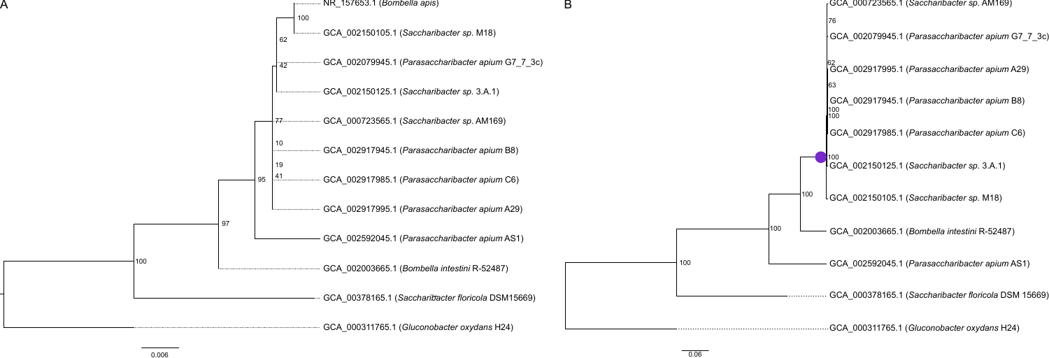A

NR_157653.1 (*Bombella apis*)

GCA_002150105.1 (*Saccharibacter sp.* M18)

GCA_002079945.1 (*Parasaccharibacter apium* G7_7_3c)

GCA_002150125.1 (*Saccharibacter sp.* 3.A.1)

GCA_000723565.1 (*Saccharibacter sp.* AM169)

GCA_002917945.1 (*Parasaccharibacter apium* B8)

GCA_002917985.1 (*Parasaccharibacter apium* C6)

GCA_002917995.1 (*Parasaccharibacter apium* A29)

GCA_002592045.1 (*Parasaccharibacter apium* AS1)

GCA_002003665.1 (*Bombella intestini* R-52487)

GCA_00378165.1 (*Saccharibacter floricola* DSM15669)

GCA_000311765.1 (*Gluconobacter oxydans* H24)

100, 62, 42, 77, 10, 19, 41, 95, 97, 100

0.006

B

GCA_000723565.1 (*Saccharibacter sp.* AM169)

GCA_002079945.1 (*Parasaccharibacter apium* G7_7_3c)

GCA_002917995.1 (*Parasaccharibacter apium* A29)

GCA_002917945.1 (*Parasaccharibacter apium* B8)

GCA_002917985.1 (*Parasaccharibacter apium* C6)

GCA_002150125.1 (*Saccharibacter sp.* 3.A.1)

GCA_002150105.1 (*Saccharibacter sp.* M18)

GCA_002003665.1 (*Bombella intestini* R-52487)

GCA_002592045.1 (*Parasaccharibacter apium* AS1)

GCA_000378165.1 (*Saccharibacter floricola* DSM 15669)

GCA_000311765.1 (*Gluconobacter oxydans* H24)

76, 62, 63, 100, 100, 100, 100, 100, 100

0.06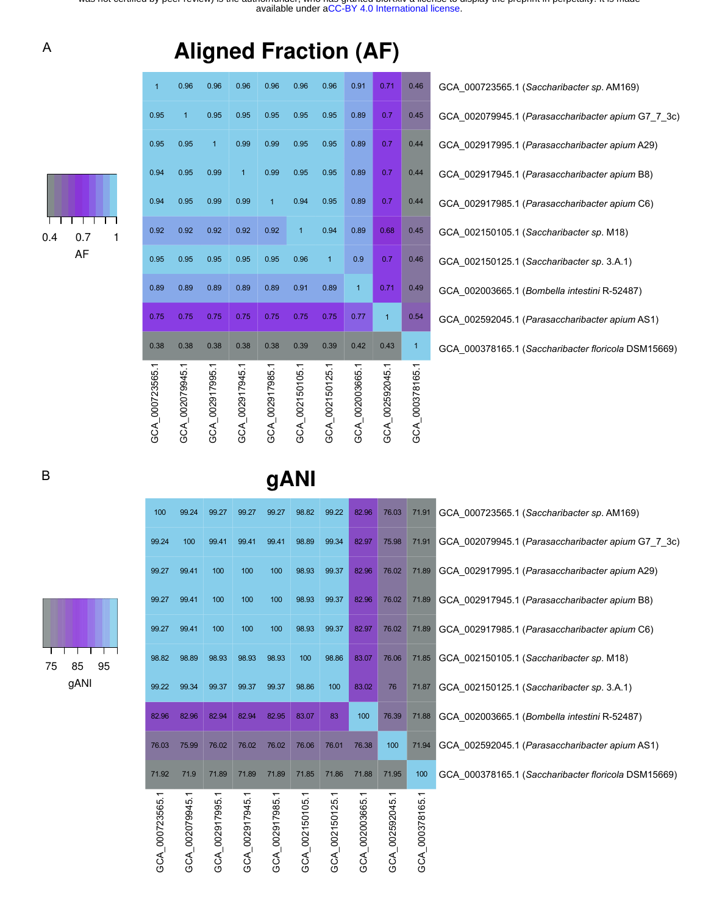A

# Aligned Fraction (AF)

0.4 0.7 1
AF

1 0.96 0.96 0.96 0.96 0.96 0.96 0.91 0.71 0.46 GCA_000723565.1 (*Saccharibacter sp.* AM169)
0.95 1 0.95 0.95 0.95 0.95 0.95 0.89 0.7 0.45 GCA_002079945.1 (*Parasaccharibacter apium* G7_7_3c)
0.95 0.95 1 0.99 0.99 0.95 0.95 0.89 0.7 0.44 GCA_002917995.1 (*Parasaccharibacter apium* A29)
0.94 0.95 0.99 1 0.99 0.95 0.95 0.89 0.7 0.44 GCA_002917945.1 (*Parasaccharibacter apium* B8)
0.94 0.95 0.99 0.99 1 0.94 0.95 0.89 0.7 0.44 GCA_002917985.1 (*Parasaccharibacter apium* C6)
0.92 0.92 0.92 0.92 0.92 1 0.94 0.89 0.68 0.45 GCA_002150105.1 (*Saccharibacter sp.* M18)
0.95 0.95 0.95 0.95 0.95 0.96 1 0.9 0.7 0.46 GCA_002150125.1 (*Saccharibacter sp.* 3.A.1)
0.89 0.89 0.89 0.89 0.89 0.91 0.89 1 0.71 0.49 GCA_002003665.1 (*Bombella intestini* R-52487)
0.75 0.75 0.75 0.75 0.75 0.75 0.75 0.77 1 0.54 GCA_002592045.1 (*Parasaccharibacter apium* AS1)
0.38 0.38 0.38 0.38 0.38 0.39 0.39 0.42 0.43 1 GCA_000378165.1 (*Saccharibacter floricola* DSM15669)

GCA_000723565.1 GCA_002079945.1 GCA_002917995.1 GCA_002917945.1 GCA_002917985.1 GCA_002150105.1 GCA_002150125.1 GCA_002003665.1 GCA_002592045.1 GCA_000378165.1

B

# gANI

75 85 95
gANI

100 99.24 99.27 99.27 99.27 98.82 99.22 82.96 76.03 71.91 GCA_000723565.1 (*Saccharibacter sp.* AM169)
99.24 100 99.41 99.41 99.41 98.89 99.34 82.97 75.98 71.91 GCA_002079945.1 (*Parasaccharibacter apium* G7_7_3c)
99.27 99.41 100 100 100 98.93 99.37 82.96 76.02 71.89 GCA_002917995.1 (*Parasaccharibacter apium* A29)
99.27 99.41 100 100 100 98.93 99.37 82.96 76.02 71.89 GCA_002917945.1 (*Parasaccharibacter apium* B8)
99.27 99.41 100 100 100 98.93 99.37 82.97 76.02 71.89 GCA_002917985.1 (*Parasaccharibacter apium* C6)
98.82 98.89 98.93 98.93 98.93 100 98.86 83.07 76.06 71.85 GCA_002150105.1 (*Saccharibacter sp.* M18)
99.22 99.34 99.37 99.37 99.37 98.86 100 83.02 76 71.87 GCA_002150125.1 (*Saccharibacter sp.* 3.A.1)
82.96 82.96 82.94 82.94 82.95 83.07 83 100 76.39 71.88 GCA_002003665.1 (*Bombella intestini* R-52487)
76.03 75.99 76.02 76.02 76.02 76.06 76.01 76.38 100 71.94 GCA_002592045.1 (*Parasaccharibacter apium* AS1)
71.92 71.9 71.89 71.89 71.89 71.85 71.86 71.88 71.95 100 GCA_000378165.1 (*Saccharibacter floricola* DSM15669)

GCA_000723565.1 GCA_002079945.1 GCA_002917995.1 GCA_002917945.1 GCA_002917985.1 GCA_002150105.1 GCA_002150125.1 GCA_002003665.1 GCA_002592045.1 GCA_000378165.1